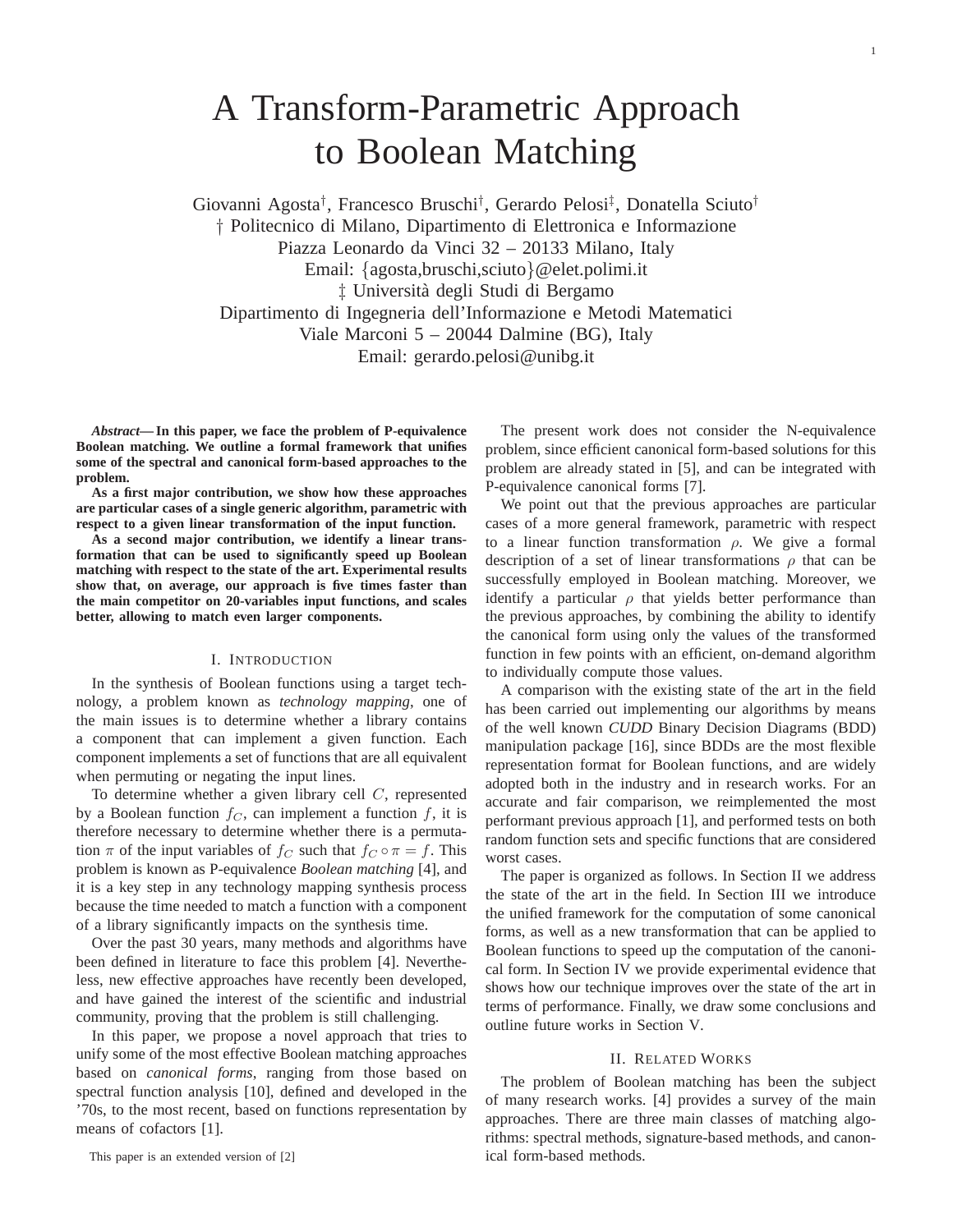# A Transform-Parametric Approach to Boolean Matching

Giovanni Agosta[†], Francesco Bruschi[†], Gerardo Pelosi[‡], Donatella Sciuto[†]
[†] Politecnico di Milano, Dipartimento di Elettronica e Informazione
Piazza Leonardo da Vinci 32 – 20133 Milano, Italy
Email: {agosta,bruschi,sciuto}@elet.polimi.it
[‡] Università degli Studi di Bergamo
Dipartimento di Ingegneria dell'Informazione e Metodi Matematici
Viale Marconi 5 – 20044 Dalmine (BG), Italy
Email: gerardo.pelosi@unibg.it

***Abstract*— In this paper, we face the problem of P-equivalence Boolean matching. We outline a formal framework that unifies some of the spectral and canonical form-based approaches to the problem.**

**As a first major contribution, we show how these approaches are particular cases of a single generic algorithm, parametric with respect to a given linear transformation of the input function.**

**As a second major contribution, we identify a linear transformation that can be used to significantly speed up Boolean matching with respect to the state of the art. Experimental results show that, on average, our approach is five times faster than the main competitor on 20-variables input functions, and scales better, allowing to match even larger components.**

## I. Introduction

In the synthesis of Boolean functions using a target technology, a problem known as *technology mapping*, one of the main issues is to determine whether a library contains a component that can implement a given function. Each component implements a set of functions that are all equivalent when permuting or negating the input lines.

To determine whether a given library cell $C$, represented by a Boolean function $f_C$, can implement a function $f$, it is therefore necessary to determine whether there is a permutation $\pi$ of the input variables of $f_C$ such that $f_C \circ \pi = f$. This problem is known as P-equivalence *Boolean matching* [4], and it is a key step in any technology mapping synthesis process because the time needed to match a function with a component of a library significantly impacts on the synthesis time.

Over the past 30 years, many methods and algorithms have been defined in literature to face this problem [4]. Nevertheless, new effective approaches have recently been developed, and have gained the interest of the scientific and industrial community, proving that the problem is still challenging.

In this paper, we propose a novel approach that tries to unify some of the most effective Boolean matching approaches based on *canonical forms*, ranging from those based on spectral function analysis [10], defined and developed in the '70s, to the most recent, based on functions representation by means of cofactors [1].

This paper is an extended version of [2]

The present work does not consider the N-equivalence problem, since efficient canonical form-based solutions for this problem are already stated in [5], and can be integrated with P-equivalence canonical forms [7].

We point out that the previous approaches are particular cases of a more general framework, parametric with respect to a linear function transformation $\rho$. We give a formal description of a set of linear transformations $\rho$ that can be successfully employed in Boolean matching. Moreover, we identify a particular $\rho$ that yields better performance than the previous approaches, by combining the ability to identify the canonical form using only the values of the transformed function in few points with an efficient, on-demand algorithm to individually compute those values.

A comparison with the existing state of the art in the field has been carried out implementing our algorithms by means of the well known *CUDD* Binary Decision Diagrams (BDD) manipulation package [16], since BDDs are the most flexible representation format for Boolean functions, and are widely adopted both in the industry and in research works. For an accurate and fair comparison, we reimplemented the most performant previous approach [1], and performed tests on both random function sets and specific functions that are considered worst cases.

The paper is organized as follows. In Section II we address the state of the art in the field. In Section III we introduce the unified framework for the computation of some canonical forms, as well as a new transformation that can be applied to Boolean functions to speed up the computation of the canonical form. In Section IV we provide experimental evidence that shows how our technique improves over the state of the art in terms of performance. Finally, we draw some conclusions and outline future works in Section V.

## II. Related Works

The problem of Boolean matching has been the subject of many research works. [4] provides a survey of the main approaches. There are three main classes of matching algorithms: spectral methods, signature-based methods, and canonical form-based methods.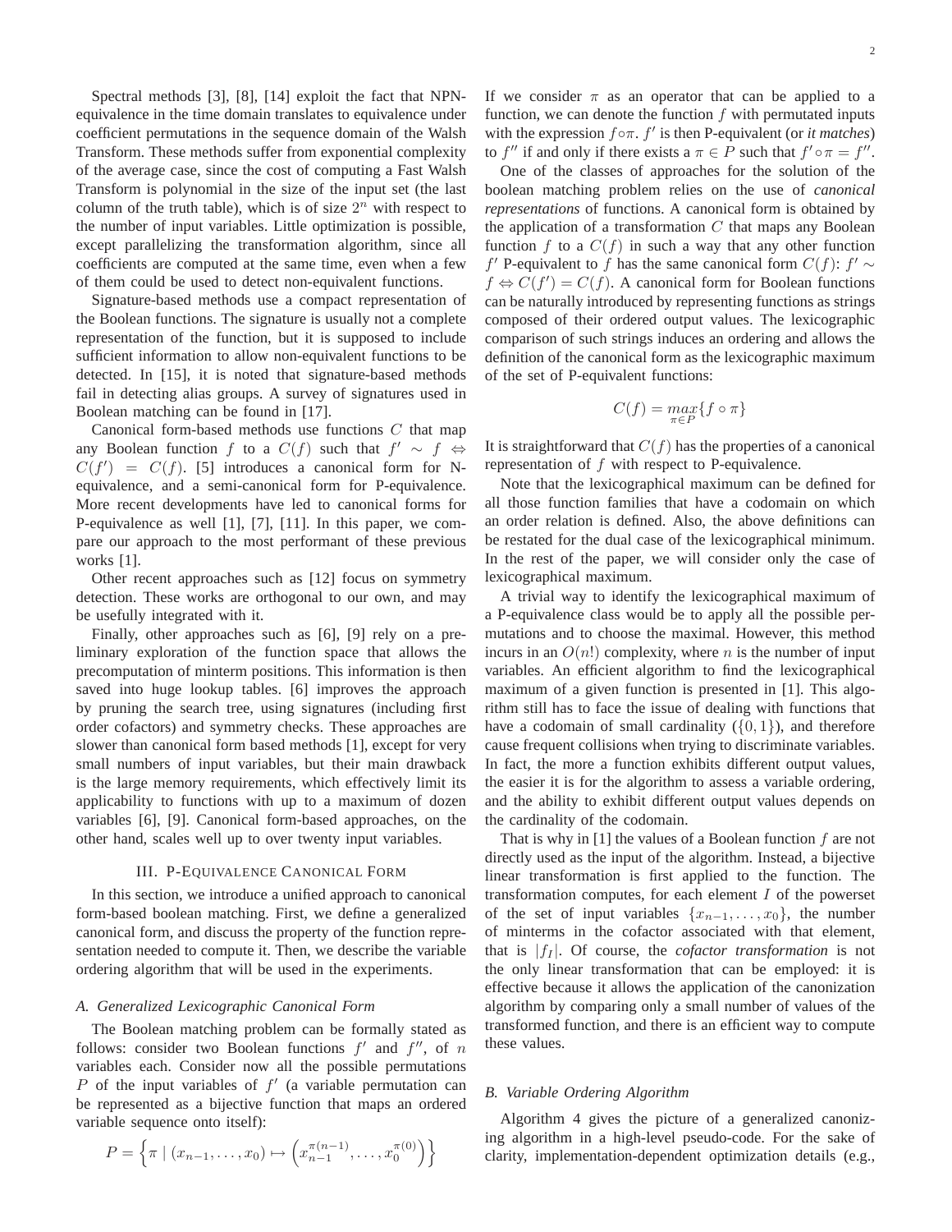Spectral methods [3], [8], [14] exploit the fact that NPN-equivalence in the time domain translates to equivalence under coefficient permutations in the sequence domain of the Walsh Transform. These methods suffer from exponential complexity of the average case, since the cost of computing a Fast Walsh Transform is polynomial in the size of the input set (the last column of the truth table), which is of size $2^n$ with respect to the number of input variables. Little optimization is possible, except parallelizing the transformation algorithm, since all coefficients are computed at the same time, even when a few of them could be used to detect non-equivalent functions.

Signature-based methods use a compact representation of the Boolean functions. The signature is usually not a complete representation of the function, but it is supposed to include sufficient information to allow non-equivalent functions to be detected. In [15], it is noted that signature-based methods fail in detecting alias groups. A survey of signatures used in Boolean matching can be found in [17].

Canonical form-based methods use functions $C$ that map any Boolean function $f$ to a $C(f)$ such that $f' \sim f \Leftrightarrow C(f') = C(f)$. [5] introduces a canonical form for N-equivalence, and a semi-canonical form for P-equivalence. More recent developments have led to canonical forms for P-equivalence as well [1], [7], [11]. In this paper, we compare our approach to the most performant of these previous works [1].

Other recent approaches such as [12] focus on symmetry detection. These works are orthogonal to our own, and may be usefully integrated with it.

Finally, other approaches such as [6], [9] rely on a preliminary exploration of the function space that allows the precomputation of minterm positions. This information is then saved into huge lookup tables. [6] improves the approach by pruning the search tree, using signatures (including first order cofactors) and symmetry checks. These approaches are slower than canonical form based methods [1], except for very small numbers of input variables, but their main drawback is the large memory requirements, which effectively limit its applicability to functions with up to a maximum of dozen variables [6], [9]. Canonical form-based approaches, on the other hand, scales well up to over twenty input variables.

## III. P-Equivalence Canonical Form

In this section, we introduce a unified approach to canonical form-based boolean matching. First, we define a generalized canonical form, and discuss the property of the function representation needed to compute it. Then, we describe the variable ordering algorithm that will be used in the experiments.

### A. Generalized Lexicographic Canonical Form

The Boolean matching problem can be formally stated as follows: consider two Boolean functions $f'$ and $f''$, of $n$ variables each. Consider now all the possible permutations $P$ of the input variables of $f'$ (a variable permutation can be represented as a bijective function that maps an ordered variable sequence onto itself):

$$P = \left\{ \pi \mid (x_{n-1}, \ldots, x_0) \mapsto \left( x_{n-1}^{\pi(n-1)}, \ldots, x_0^{\pi(0)} \right) \right\}$$

If we consider $\pi$ as an operator that can be applied to a function, we can denote the function $f$ with permutated inputs with the expression $f \circ \pi$. $f'$ is then P-equivalent (or *it matches*) to $f''$ if and only if there exists a $\pi \in P$ such that $f' \circ \pi = f''$.

One of the classes of approaches for the solution of the boolean matching problem relies on the use of *canonical representations* of functions. A canonical form is obtained by the application of a transformation $C$ that maps any Boolean function $f$ to a $C(f)$ in such a way that any other function $f'$ P-equivalent to $f$ has the same canonical form $C(f)$: $f' \sim f \Leftrightarrow C(f') = C(f)$. A canonical form for Boolean functions can be naturally introduced by representing functions as strings composed of their ordered output values. The lexicographic comparison of such strings induces an ordering and allows the definition of the canonical form as the lexicographic maximum of the set of P-equivalent functions:

$$C(f) = \max_{\pi \in P} \{ f \circ \pi \}$$

It is straightforward that $C(f)$ has the properties of a canonical representation of $f$ with respect to P-equivalence.

Note that the lexicographical maximum can be defined for all those function families that have a codomain on which an order relation is defined. Also, the above definitions can be restated for the dual case of the lexicographical minimum. In the rest of the paper, we will consider only the case of lexicographical maximum.

A trivial way to identify the lexicographical maximum of a P-equivalence class would be to apply all the possible permutations and to choose the maximal. However, this method incurs in an $O(n!)$ complexity, where $n$ is the number of input variables. An efficient algorithm to find the lexicographical maximum of a given function is presented in [1]. This algorithm still has to face the issue of dealing with functions that have a codomain of small cardinality ($\{0, 1\}$), and therefore cause frequent collisions when trying to discriminate variables. In fact, the more a function exhibits different output values, the easier it is for the algorithm to assess a variable ordering, and the ability to exhibit different output values depends on the cardinality of the codomain.

That is why in [1] the values of a Boolean function $f$ are not directly used as the input of the algorithm. Instead, a bijective linear transformation is first applied to the function. The transformation computes, for each element $I$ of the powerset of the set of input variables $\{x_{n-1}, \ldots, x_0\}$, the number of minterms in the cofactor associated with that element, that is $|f_I|$. Of course, the *cofactor transformation* is not the only linear transformation that can be employed: it is effective because it allows the application of the canonization algorithm by comparing only a small number of values of the transformed function, and there is an efficient way to compute these values.

### B. Variable Ordering Algorithm

Algorithm 4 gives the picture of a generalized canonizing algorithm in a high-level pseudo-code. For the sake of clarity, implementation-dependent optimization details (e.g.,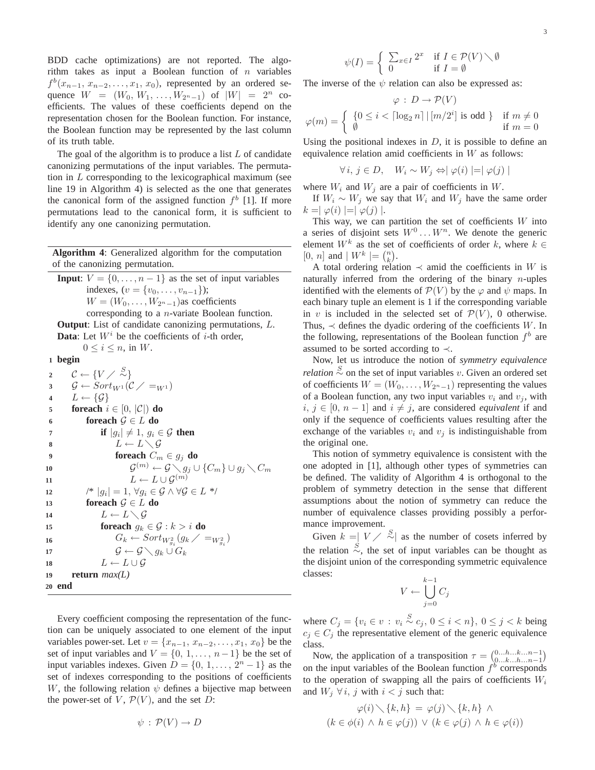BDD cache optimizations) are not reported. The algorithm takes as input a Boolean function of $n$ variables $f^b(x_{n-1}, x_{n-2}, \ldots, x_1, x_0)$, represented by an ordered sequence $W = (W_0, W_1, \ldots, W_{2^n-1})$ of $|W| = 2^n$ coefficients. The values of these coefficients depend on the representation chosen for the Boolean function. For instance, the Boolean function may be represented by the last column of its truth table.

The goal of the algorithm is to produce a list $L$ of candidate canonizing permutations of the input variables. The permutation in $L$ corresponding to the lexicographical maximum (see line 19 in Algorithm 4) is selected as the one that generates the canonical form of the assigned function $f^b$ [1]. If more permutations lead to the canonical form, it is sufficient to identify any one canonizing permutation.

**Algorithm 4**: Generalized algorithm for the computation of the canonizing permutation.

**Input**: $V = \{0, \ldots, n-1\}$ as the set of input variables indexes, ($v = \{v_0, \ldots, v_{n-1}\}$); $W = (W_0, \ldots, W_{2^n-1})$as coefficients corresponding to a $n$-variate Boolean function.
**Output**: List of candidate canonizing permutations, $L$.
**Data**: Let $W^i$ be the coefficients of $i$-th order, $0 \leq i \leq n$, in $W$.

```
1  begin
2      C ← {V / ~^S}
3      G ← Sort_{W^1}(C / =_{W^1})
4      L ← {G}
5      foreach i ∈ [0, |C|) do
6          foreach G ∈ L do
7              if |g_i| ≠ 1, g_i ∈ G then
8                  L ← L \ G
9                  foreach C_m ∈ g_j do
10                     G^(m) ← G \ g_j ∪ {C_m} ∪ g_j \ C_m
11                     L ← L ∪ G^(m)
12         /* |g_i| = 1, ∀g_i ∈ G ∧ ∀G ∈ L */
13         foreach G ∈ L do
14             L ← L \ G
15             foreach g_k ∈ G : k > i do
16                 G_k ← Sort_{W^2_{g_i}}(g_k / =_{W^2_{g_i}})
17                 G ← G \ g_k ∪ G_k
18             L ← L ∪ G
19     return max(L)
20 end
```

Every coefficient composing the representation of the function can be uniquely associated to one element of the input variables power-set. Let $v = \{x_{n-1}, x_{n-2}, \ldots, x_1, x_0\}$ be the set of input variables and $V = \{0, 1, \ldots, n-1\}$ be the set of input variables indexes. Given $D = \{0, 1, \ldots, 2^n - 1\}$ as the set of indexes corresponding to the positions of coefficients $W$, the following relation $\psi$ defines a bijective map between the power-set of $V$, $\mathcal{P}(V)$, and the set $D$:

$$\psi : \mathcal{P}(V) \rightarrow D$$

$$\psi(I) = \begin{cases} \sum_{x \in I} 2^x & \text{if } I \in \mathcal{P}(V) \setminus \emptyset \\ 0 & \text{if } I = \emptyset \end{cases}$$

The inverse of the $\psi$ relation can also be expressed as:

$$\varphi : D \rightarrow \mathcal{P}(V)$$

$$\varphi(m) = \begin{cases} \{0 \leq i < \lceil \log_2 n \rceil \mid \lfloor m/2^i \rfloor \text{ is odd } \} & \text{if } m \neq 0 \\ \emptyset & \text{if } m = 0 \end{cases}$$

Using the positional indexes in $D$, it is possible to define an equivalence relation amid coefficients in $W$ as follows:

$$\forall\, i,\, j \in D, \quad W_i \sim W_j \Leftrightarrow \mid \varphi(i) \mid = \mid \varphi(j) \mid$$

where $W_i$ and $W_j$ are a pair of coefficients in $W$.

If $W_i \sim W_j$ we say that $W_i$ and $W_j$ have the same order $k = \mid \varphi(i) \mid = \mid \varphi(j) \mid$.

This way, we can partition the set of coefficients $W$ into a series of disjoint sets $W^0 \ldots W^n$. We denote the generic element $W^k$ as the set of coefficients of order $k$, where $k \in [0, n]$ and $\mid W^k \mid = \binom{n}{k}$.

A total ordering relation $\prec$ amid the coefficients in $W$ is naturally inferred from the ordering of the binary $n$-uples identified with the elements of $\mathcal{P}(V)$ by the $\varphi$ and $\psi$ maps. In each binary tuple an element is 1 if the corresponding variable in $v$ is included in the selected set of $\mathcal{P}(V)$, 0 otherwise. Thus, $\prec$ defines the dyadic ordering of the coefficients $W$. In the following, representations of the Boolean function $f^b$ are assumed to be sorted according to $\prec$.

Now, let us introduce the notion of *symmetry equivalence relation* $\overset{S}{\sim}$ on the set of input variables $v$. Given an ordered set of coefficients $W = (W_0, \ldots, W_{2^n-1})$ representing the values of a Boolean function, any two input variables $v_i$ and $v_j$, with $i, j \in [0, n-1]$ and $i \neq j$, are considered *equivalent* if and only if the sequence of coefficients values resulting after the exchange of the variables $v_i$ and $v_j$ is indistinguishable from the original one.

This notion of symmetry equivalence is consistent with the one adopted in [1], although other types of symmetries can be defined. The validity of Algorithm 4 is orthogonal to the problem of symmetry detection in the sense that different assumptions about the notion of symmetry can reduce the number of equivalence classes providing possibly a performance improvement.

Given $k = \mid V \,/ \overset{S}{\sim} \mid$ as the number of cosets inferred by the relation $\overset{S}{\sim}$, the set of input variables can be thought as the disjoint union of the corresponding symmetric equivalence classes:

$$V \leftarrow \bigcup_{j=0}^{k-1} C_j$$

where $C_j = \{v_i \in v \,:\, v_i \overset{S}{\sim} c_j,\, 0 \leq i < n\}$, $0 \leq j < k$ being $c_j \in C_j$ the representative element of the generic equivalence class.

Now, the application of a transposition $\tau = \binom{0 \ldots h \ldots k \ldots n-1}{0 \ldots k \ldots h \ldots n-1}$ on the input variables of the Boolean function $f^b$ corresponds to the operation of swapping all the pairs of coefficients $W_i$ and $W_j$ $\forall\, i, j$ with $i < j$ such that:

$$\varphi(i) \setminus \{k, h\} = \varphi(j) \setminus \{k, h\} \,\wedge$$
$$(k \in \phi(i) \,\wedge\, h \in \varphi(j)) \,\vee\, (k \in \varphi(j) \,\wedge\, h \in \varphi(i))$$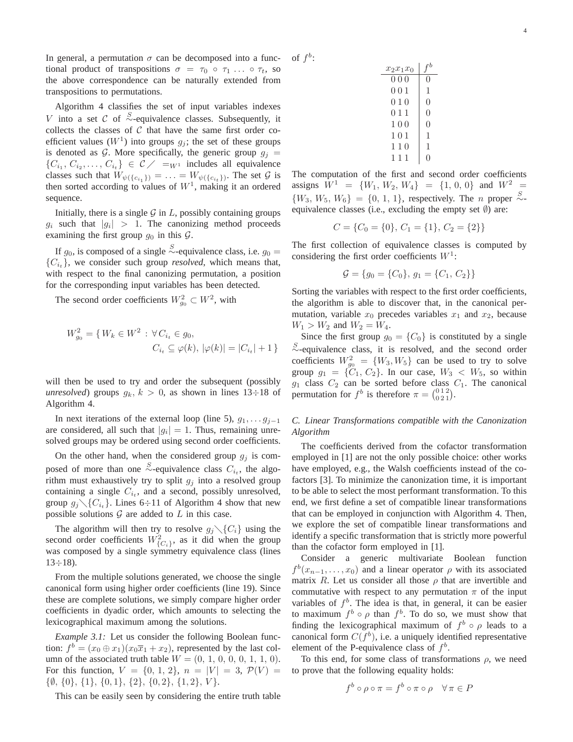In general, a permutation $\sigma$ can be decomposed into a functional product of transpositions $\sigma = \tau_0 \circ \tau_1 \ldots \circ \tau_t$, so the above correspondence can be naturally extended from transpositions to permutations.

Algorithm 4 classifies the set of input variables indexes $V$ into a set $\mathcal{C}$ of $\overset{S}{\sim}$-equivalence classes. Subsequently, it collects the classes of $\mathcal{C}$ that have the same first order coefficient values ($W^1$) into groups $g_j$; the set of these groups is denoted as $\mathcal{G}$. More specifically, the generic group $g_j = \{C_{i_1}, C_{i_2}, \ldots, C_{i_t}\} \in \mathcal{C} \diagup =_{W^1}$ includes all equivalence classes such that $W_{\psi(\{c_{i_1}\})} = \ldots = W_{\psi(\{c_{i_t}\})}$. The set $\mathcal{G}$ is then sorted according to values of $W^1$, making it an ordered sequence.

Initially, there is a single $\mathcal{G}$ in $L$, possibly containing groups $g_i$ such that $|g_i| > 1$. The canonizing method proceeds examining the first group $g_0$ in this $\mathcal{G}$.

If $g_0$, is composed of a single $\overset{S}{\sim}$-equivalence class, i.e. $g_0 = \{C_{i_t}\}$, we consider such group *resolved*, which means that, with respect to the final canonizing permutation, a position for the corresponding input variables has been detected.

The second order coefficients $W^2_{g_0} \subset W^2$, with

$$W^2_{g_0} = \{\, W_k \in W^2 \,:\, \forall C_{i_t} \in g_0, \\ C_{i_t} \subseteq \varphi(k),\ |\varphi(k)| = |C_{i_t}| + 1 \,\}$$

will then be used to try and order the subsequent (possibly *unresolved*) groups $g_k$, $k > 0$, as shown in lines 13÷18 of Algorithm 4.

In next iterations of the external loop (line 5), $g_1, \ldots g_{j-1}$ are considered, all such that $|g_i| = 1$. Thus, remaining unresolved groups may be ordered using second order coefficients.

On the other hand, when the considered group $g_j$ is composed of more than one $\overset{S}{\sim}$-equivalence class $C_{i_t}$, the algorithm must exhaustively try to split $g_j$ into a resolved group containing a single $C_{i_t}$, and a second, possibly unresolved, group $g_j \diagdown \{C_{i_t}\}$. Lines 6÷11 of Algorithm 4 show that new possible solutions $\mathcal{G}$ are added to $L$ in this case.

The algorithm will then try to resolve $g_j \diagdown \{C_i\}$ using the second order coefficients $W^2_{\{C_i\}}$, as it did when the group was composed by a single symmetry equivalence class (lines 13÷18).

From the multiple solutions generated, we choose the single canonical form using higher order coefficients (line 19). Since these are complete solutions, we simply compare higher order coefficients in dyadic order, which amounts to selecting the lexicographical maximum among the solutions.

*Example 3.1:* Let us consider the following Boolean function: $f^b = (x_0 \oplus x_1)(x_0\overline{x}_1 + x_2)$, represented by the last column of the associated truth table $W = (0, 1, 0, 0, 0, 1, 1, 0)$. For this function, $V = \{0, 1, 2\}$, $n = |V| = 3$, $\mathcal{P}(V) = \{\emptyset, \{0\}, \{1\}, \{0,1\}, \{2\}, \{0,2\}, \{1,2\}, V\}$.

This can be easily seen by considering the entire truth table of $f^b$:

| $x_2 x_1 x_0$ | $f^b$ |
|---|---|
| 0 0 0 | 0 |
| 0 0 1 | 1 |
| 0 1 0 | 0 |
| 0 1 1 | 0 |
| 1 0 0 | 0 |
| 1 0 1 | 1 |
| 1 1 0 | 1 |
| 1 1 1 | 0 |

The computation of the first and second order coefficients assigns $W^1 = \{W_1, W_2, W_4\} = \{1, 0, 0\}$ and $W^2 = \{W_3, W_5, W_6\} = \{0, 1, 1\}$, respectively. The $n$ proper $\overset{S}{\sim}$-equivalence classes (i.e., excluding the empty set $\emptyset$) are:

$$C = \{C_0 = \{0\},\, C_1 = \{1\},\, C_2 = \{2\}\}$$

The first collection of equivalence classes is computed by considering the first order coefficients $W^1$:

$$\mathcal{G} = \{g_0 = \{C_0\},\, g_1 = \{C_1,\, C_2\}\}$$

Sorting the variables with respect to the first order coefficients, the algorithm is able to discover that, in the canonical permutation, variable $x_0$ precedes variables $x_1$ and $x_2$, because $W_1 > W_2$ and $W_2 = W_4$.

Since the first group $g_0 = \{C_0\}$ is constituted by a single $\overset{S}{\sim}$-equivalence class, it is resolved, and the second order coefficients $W^2_{g_0} = \{W_3, W_5\}$ can be used to try to solve group $g_1 = \{C_1, C_2\}$. In our case, $W_3 < W_5$, so within $g_1$ class $C_2$ can be sorted before class $C_1$. The canonical permutation for $f^b$ is therefore $\pi = \binom{0\,1\,2}{0\,2\,1}$.

### C. Linear Transformations compatible with the Canonization Algorithm

The coefficients derived from the cofactor transformation employed in [1] are not the only possible choice: other works have employed, e.g., the Walsh coefficients instead of the cofactors [3]. To minimize the canonization time, it is important to be able to select the most performant transformation. To this end, we first define a set of compatible linear transformations that can be employed in conjunction with Algorithm 4. Then, we explore the set of compatible linear transformations and identify a specific transformation that is strictly more powerful than the cofactor form employed in [1].

Consider a generic multivariate Boolean function $f^b(x_{n-1}, \ldots, x_0)$ and a linear operator $\rho$ with its associated matrix $R$. Let us consider all those $\rho$ that are invertible and commutative with respect to any permutation $\pi$ of the input variables of $f^b$. The idea is that, in general, it can be easier to maximum $f^b \circ \rho$ than $f^b$. To do so, we must show that finding the lexicographical maximum of $f^b \circ \rho$ leads to a canonical form $C(f^b)$, i.e. a uniquely identified representative element of the P-equivalence class of $f^b$.

To this end, for some class of transformations $\rho$, we need to prove that the following equality holds:

$$f^b \circ \rho \circ \pi = f^b \circ \pi \circ \rho \quad \forall \pi \in P$$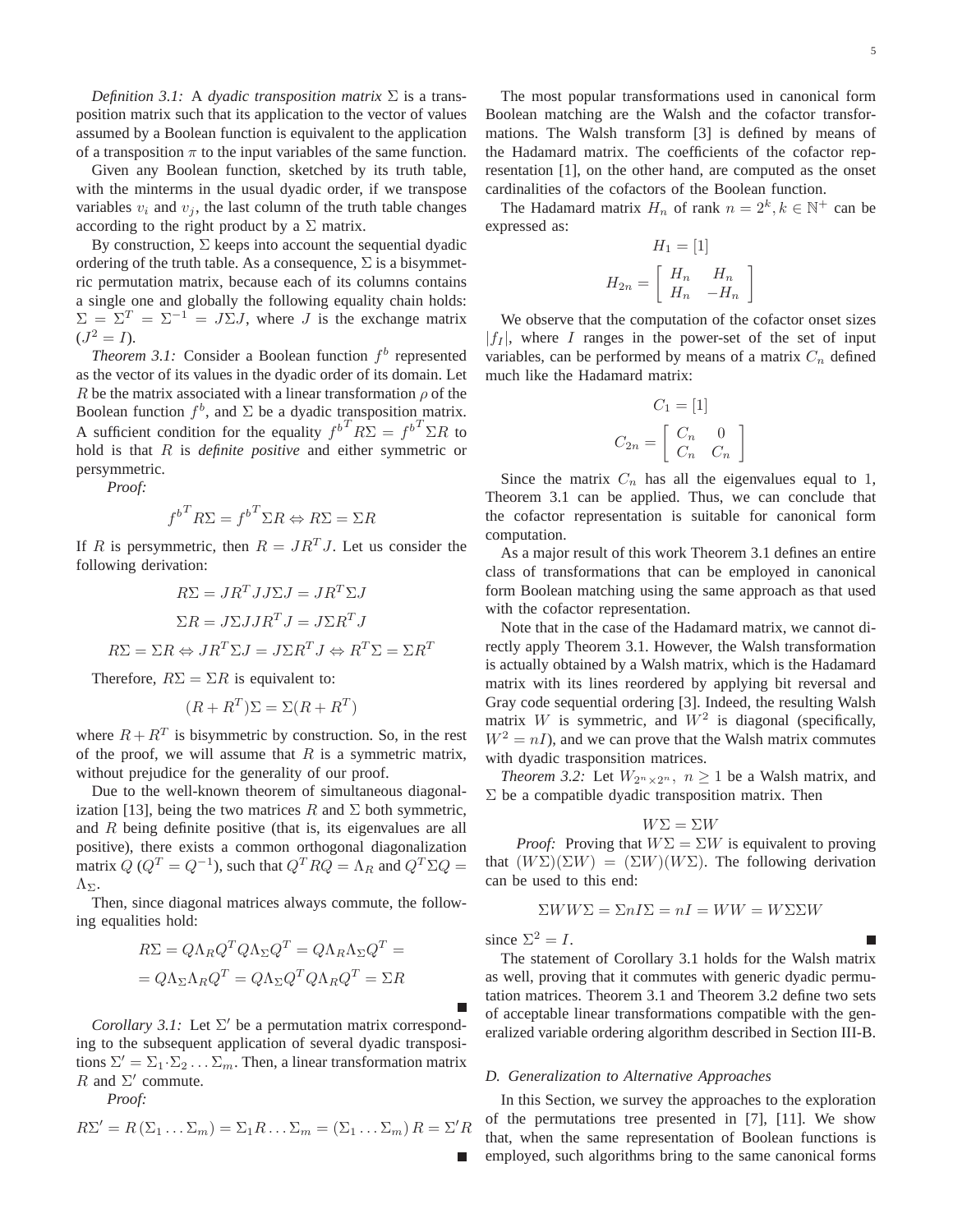*Definition 3.1:* A *dyadic transposition matrix* $\Sigma$ is a transposition matrix such that its application to the vector of values assumed by a Boolean function is equivalent to the application of a transposition $\pi$ to the input variables of the same function.

Given any Boolean function, sketched by its truth table, with the minterms in the usual dyadic order, if we transpose variables $v_i$ and $v_j$, the last column of the truth table changes according to the right product by a $\Sigma$ matrix.

By construction, $\Sigma$ keeps into account the sequential dyadic ordering of the truth table. As a consequence, $\Sigma$ is a bisymmetric permutation matrix, because each of its columns contains a single one and globally the following equality chain holds: $\Sigma = \Sigma^T = \Sigma^{-1} = J\Sigma J$, where $J$ is the exchange matrix ($J^2 = I$).

*Theorem 3.1:* Consider a Boolean function $f^b$ represented as the vector of its values in the dyadic order of its domain. Let $R$ be the matrix associated with a linear transformation $\rho$ of the Boolean function $f^b$, and $\Sigma$ be a dyadic transposition matrix. A sufficient condition for the equality ${f^b}^T R\Sigma = {f^b}^T \Sigma R$ to hold is that $R$ is *definite positive* and either symmetric or persymmetric.

*Proof:*

$${f^b}^T R\Sigma = {f^b}^T \Sigma R \Leftrightarrow R\Sigma = \Sigma R$$

If $R$ is persymmetric, then $R = JR^TJ$. Let us consider the following derivation:

$$R\Sigma = JR^TJJ\Sigma J = JR^T\Sigma J$$

$$\Sigma R = J\Sigma JJR^TJ = J\Sigma R^TJ$$

$$R\Sigma = \Sigma R \Leftrightarrow JR^T\Sigma J = J\Sigma R^TJ \Leftrightarrow R^T\Sigma = \Sigma R^T$$

Therefore, $R\Sigma = \Sigma R$ is equivalent to:

$$(R + R^T)\Sigma = \Sigma(R + R^T)$$

where $R + R^T$ is bisymmetric by construction. So, in the rest of the proof, we will assume that $R$ is a symmetric matrix, without prejudice for the generality of our proof.

Due to the well-known theorem of simultaneous diagonalization [13], being the two matrices $R$ and $\Sigma$ both symmetric, and $R$ being definite positive (that is, its eigenvalues are all positive), there exists a common orthogonal diagonalization matrix $Q$ ($Q^T = Q^{-1}$), such that $Q^TRQ = \Lambda_R$ and $Q^T\Sigma Q = \Lambda_\Sigma$.

Then, since diagonal matrices always commute, the following equalities hold:

$$R\Sigma = Q\Lambda_R Q^T Q\Lambda_\Sigma Q^T = Q\Lambda_R\Lambda_\Sigma Q^T =$$
$$= Q\Lambda_\Sigma\Lambda_R Q^T = Q\Lambda_\Sigma Q^T Q\Lambda_R Q^T = \Sigma R$$

■

*Corollary 3.1:* Let $\Sigma'$ be a permutation matrix corresponding to the subsequent application of several dyadic transpositions $\Sigma' = \Sigma_1 \cdot \Sigma_2 \ldots \Sigma_m$. Then, a linear transformation matrix $R$ and $\Sigma'$ commute.

*Proof:*

$$R\Sigma' = R\left(\Sigma_1 \ldots \Sigma_m\right) = \Sigma_1 R \ldots \Sigma_m = \left(\Sigma_1 \ldots \Sigma_m\right) R = \Sigma' R$$

■

The most popular transformations used in canonical form Boolean matching are the Walsh and the cofactor transformations. The Walsh transform [3] is defined by means of the Hadamard matrix. The coefficients of the cofactor representation [1], on the other hand, are computed as the onset cardinalities of the cofactors of the Boolean function.

The Hadamard matrix $H_n$ of rank $n = 2^k, k \in \mathbb{N}^+$ can be expressed as:

$$H_1 = [1]$$

$$H_{2n} = \begin{bmatrix} H_n & H_n \\ H_n & -H_n \end{bmatrix}$$

We observe that the computation of the cofactor onset sizes $|f_I|$, where $I$ ranges in the power-set of the set of input variables, can be performed by means of a matrix $C_n$ defined much like the Hadamard matrix:

$$C_1 = [1]$$

$$C_{2n} = \begin{bmatrix} C_n & 0 \\ C_n & C_n \end{bmatrix}$$

Since the matrix $C_n$ has all the eigenvalues equal to 1, Theorem 3.1 can be applied. Thus, we can conclude that the cofactor representation is suitable for canonical form computation.

As a major result of this work Theorem 3.1 defines an entire class of transformations that can be employed in canonical form Boolean matching using the same approach as that used with the cofactor representation.

Note that in the case of the Hadamard matrix, we cannot directly apply Theorem 3.1. However, the Walsh transformation is actually obtained by a Walsh matrix, which is the Hadamard matrix with its lines reordered by applying bit reversal and Gray code sequential ordering [3]. Indeed, the resulting Walsh matrix $W$ is symmetric, and $W^2$ is diagonal (specifically, $W^2 = nI$), and we can prove that the Walsh matrix commutes with dyadic trasponsition matrices.

*Theorem 3.2:* Let $W_{2^n \times 2^n},\ n \geq 1$ be a Walsh matrix, and $\Sigma$ be a compatible dyadic transposition matrix. Then

$$W\Sigma = \Sigma W$$

*Proof:* Proving that $W\Sigma = \Sigma W$ is equivalent to proving that $(W\Sigma)(\Sigma W) = (\Sigma W)(W\Sigma)$. The following derivation can be used to this end:

$$\Sigma WW\Sigma = \Sigma nI\Sigma = nI = WW = W\Sigma\Sigma W$$

since $\Sigma^2 = I$. ■

The statement of Corollary 3.1 holds for the Walsh matrix as well, proving that it commutes with generic dyadic permutation matrices. Theorem 3.1 and Theorem 3.2 define two sets of acceptable linear transformations compatible with the generalized variable ordering algorithm described in Section III-B.

### D. Generalization to Alternative Approaches

In this Section, we survey the approaches to the exploration of the permutations tree presented in [7], [11]. We show that, when the same representation of Boolean functions is employed, such algorithms bring to the same canonical forms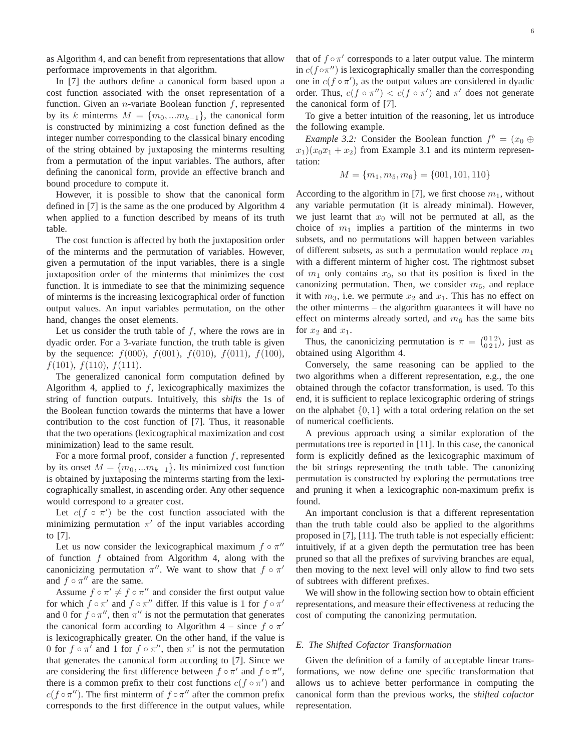as Algorithm 4, and can benefit from representations that allow performace improvements in that algorithm.

In [7] the authors define a canonical form based upon a cost function associated with the onset representation of a function. Given an $n$-variate Boolean function $f$, represented by its $k$ minterms $M = \{m_0, ...m_{k-1}\}$, the canonical form is constructed by minimizing a cost function defined as the integer number corresponding to the classical binary encoding of the string obtained by juxtaposing the minterms resulting from a permutation of the input variables. The authors, after defining the canonical form, provide an effective branch and bound procedure to compute it.

However, it is possible to show that the canonical form defined in [7] is the same as the one produced by Algorithm 4 when applied to a function described by means of its truth table.

The cost function is affected by both the juxtaposition order of the minterms and the permutation of variables. However, given a permutation of the input variables, there is a single juxtaposition order of the minterms that minimizes the cost function. It is immediate to see that the minimizing sequence of minterms is the increasing lexicographical order of function output values. An input variables permutation, on the other hand, changes the onset elements.

Let us consider the truth table of $f$, where the rows are in dyadic order. For a 3-variate function, the truth table is given by the sequence: $f(000)$, $f(001)$, $f(010)$, $f(011)$, $f(100)$, $f(101)$, $f(110)$, $f(111)$.

The generalized canonical form computation defined by Algorithm 4, applied to $f$, lexicographically maximizes the string of function outputs. Intuitively, this *shifts* the 1s of the Boolean function towards the minterms that have a lower contribution to the cost function of [7]. Thus, it reasonable that the two operations (lexicographical maximization and cost minimization) lead to the same result.

For a more formal proof, consider a function $f$, represented by its onset $M = \{m_0, ...m_{k-1}\}$. Its minimized cost function is obtained by juxtaposing the minterms starting from the lexicographically smallest, in ascending order. Any other sequence would correspond to a greater cost.

Let $c(f \circ \pi')$ be the cost function associated with the minimizing permutation $\pi'$ of the input variables according to [7].

Let us now consider the lexicographical maximum $f \circ \pi''$ of function $f$ obtained from Algorithm 4, along with the canonicizing permutation $\pi''$. We want to show that $f \circ \pi'$ and $f \circ \pi''$ are the same.

Assume $f \circ \pi' \neq f \circ \pi''$ and consider the first output value for which $f \circ \pi'$ and $f \circ \pi''$ differ. If this value is 1 for $f \circ \pi'$ and 0 for $f \circ \pi''$, then $\pi''$ is not the permutation that generates the canonical form according to Algorithm 4 – since $f \circ \pi'$ is lexicographically greater. On the other hand, if the value is 0 for $f \circ \pi'$ and 1 for $f \circ \pi''$, then $\pi'$ is not the permutation that generates the canonical form according to [7]. Since we are considering the first difference between $f \circ \pi'$ and $f \circ \pi''$, there is a common prefix to their cost functions $c(f \circ \pi')$ and $c(f \circ \pi'')$. The first minterm of $f \circ \pi''$ after the common prefix corresponds to the first difference in the output values, while that of $f \circ \pi'$ corresponds to a later output value. The minterm in $c(f \circ \pi'')$ is lexicographically smaller than the corresponding one in $c(f \circ \pi')$, as the output values are considered in dyadic order. Thus, $c(f \circ \pi'') < c(f \circ \pi')$ and $\pi'$ does not generate the canonical form of [7].

To give a better intuition of the reasoning, let us introduce the following example.

*Example 3.2:* Consider the Boolean function $f^b = (x_0 \oplus x_1)(x_0 \overline{x}_1 + x_2)$ from Example 3.1 and its minterm representation:

$$M = \{m_1, m_5, m_6\} = \{001, 101, 110\}$$

According to the algorithm in [7], we first choose $m_1$, without any variable permutation (it is already minimal). However, we just learnt that $x_0$ will not be permuted at all, as the choice of $m_1$ implies a partition of the minterms in two subsets, and no permutations will happen between variables of different subsets, as such a permutation would replace $m_1$ with a different minterm of higher cost. The rightmost subset of $m_1$ only contains $x_0$, so that its position is fixed in the canonizing permutation. Then, we consider $m_5$, and replace it with $m_3$, i.e. we permute $x_2$ and $x_1$. This has no effect on the other minterms – the algorithm guarantees it will have no effect on minterms already sorted, and $m_6$ has the same bits for $x_2$ and $x_1$.

Thus, the canonicizing permutation is $\pi = \binom{0\,1\,2}{0\,2\,1}$, just as obtained using Algorithm 4.

Conversely, the same reasoning can be applied to the two algorithms when a different representation, e.g., the one obtained through the cofactor transformation, is used. To this end, it is sufficient to replace lexicographic ordering of strings on the alphabet $\{0, 1\}$ with a total ordering relation on the set of numerical coefficients.

A previous approach using a similar exploration of the permutations tree is reported in [11]. In this case, the canonical form is explicitly defined as the lexicographic maximum of the bit strings representing the truth table. The canonizing permutation is constructed by exploring the permutations tree and pruning it when a lexicographic non-maximum prefix is found.

An important conclusion is that a different representation than the truth table could also be applied to the algorithms proposed in [7], [11]. The truth table is not especially efficient: intuitively, if at a given depth the permutation tree has been pruned so that all the prefixes of surviving branches are equal, then moving to the next level will only allow to find two sets of subtrees with different prefixes.

We will show in the following section how to obtain efficient representations, and measure their effectiveness at reducing the cost of computing the canonizing permutation.

### E. The Shifted Cofactor Transformation

Given the definition of a family of acceptable linear transformations, we now define one specific transformation that allows us to achieve better performance in computing the canonical form than the previous works, the *shifted cofactor* representation.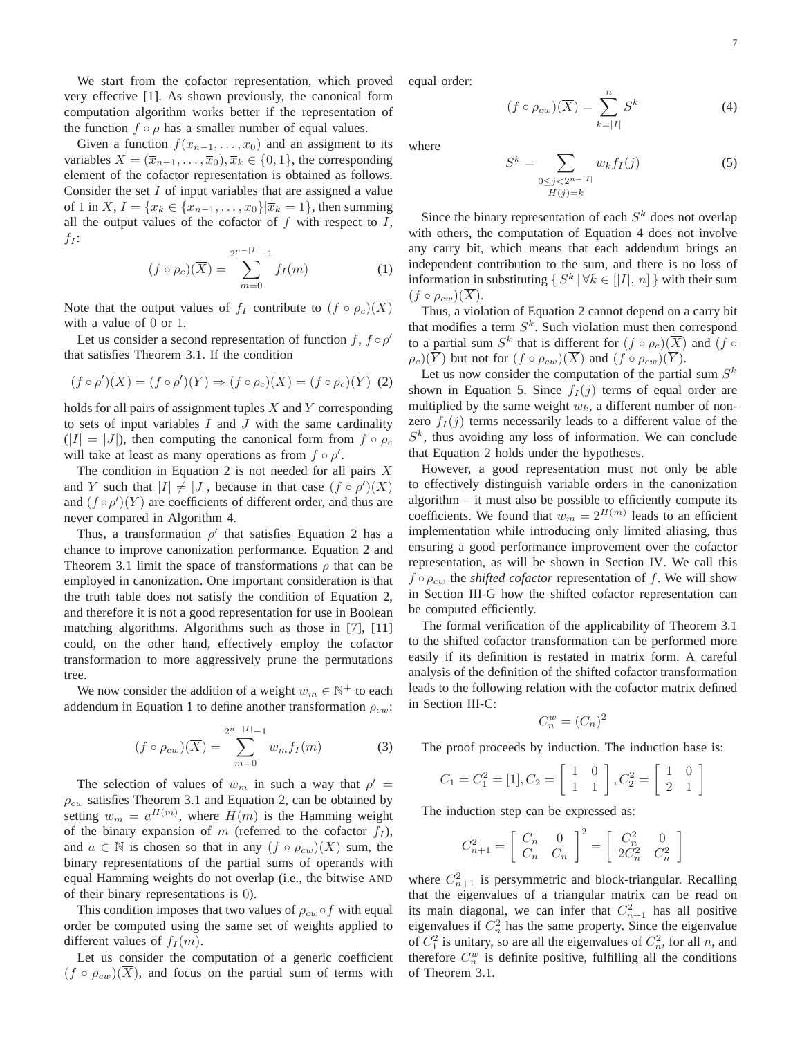We start from the cofactor representation, which proved very effective [1]. As shown previously, the canonical form computation algorithm works better if the representation of the function $f \circ \rho$ has a smaller number of equal values.

Given a function $f(x_{n-1}, \ldots, x_0)$ and an assigment to its variables $\overline{X} = (\overline{x}_{n-1}, \ldots, \overline{x}_0), \overline{x}_k \in \{0, 1\}$, the corresponding element of the cofactor representation is obtained as follows. Consider the set $I$ of input variables that are assigned a value of 1 in $\overline{X}$, $I = \{x_k \in \{x_{n-1}, \ldots, x_0\} | \overline{x}_k = 1\}$, then summing all the output values of the cofactor of $f$ with respect to $I$, $f_I$:

$$(f \circ \rho_c)(\overline{X}) = \sum_{m=0}^{2^{n-|I|}-1} f_I(m) \tag{1}$$

Note that the output values of $f_I$ contribute to $(f \circ \rho_c)(\overline{X})$ with a value of 0 or 1.

Let us consider a second representation of function $f$, $f \circ \rho'$ that satisfies Theorem 3.1. If the condition

$$(f \circ \rho')(\overline{X}) = (f \circ \rho')(\overline{Y}) \Rightarrow (f \circ \rho_c)(\overline{X}) = (f \circ \rho_c)(\overline{Y}) \tag{2}$$

holds for all pairs of assignment tuples $\overline{X}$ and $\overline{Y}$ corresponding to sets of input variables $I$ and $J$ with the same cardinality ($|I| = |J|$), then computing the canonical form from $f \circ \rho_c$ will take at least as many operations as from $f \circ \rho'$.

The condition in Equation 2 is not needed for all pairs $\overline{X}$ and $\overline{Y}$ such that $|I| \neq |J|$, because in that case $(f \circ \rho')(\overline{X})$ and $(f \circ \rho')(\overline{Y})$ are coefficients of different order, and thus are never compared in Algorithm 4.

Thus, a transformation $\rho'$ that satisfies Equation 2 has a chance to improve canonization performance. Equation 2 and Theorem 3.1 limit the space of transformations $\rho$ that can be employed in canonization. One important consideration is that the truth table does not satisfy the condition of Equation 2, and therefore it is not a good representation for use in Boolean matching algorithms. Algorithms such as those in [7], [11] could, on the other hand, effectively employ the cofactor transformation to more aggressively prune the permutations tree.

We now consider the addition of a weight $w_m \in \mathbb{N}^+$ to each addendum in Equation 1 to define another transformation $\rho_{cw}$:

$$(f \circ \rho_{cw})(\overline{X}) = \sum_{m=0}^{2^{n-|I|}-1} w_m f_I(m) \tag{3}$$

The selection of values of $w_m$ in such a way that $\rho' = \rho_{cw}$ satisfies Theorem 3.1 and Equation 2, can be obtained by setting $w_m = a^{H(m)}$, where $H(m)$ is the Hamming weight of the binary expansion of $m$ (referred to the cofactor $f_I$), and $a \in \mathbb{N}$ is chosen so that in any $(f \circ \rho_{cw})(\overline{X})$ sum, the binary representations of the partial sums of operands with equal Hamming weights do not overlap (i.e., the bitwise AND of their binary representations is 0).

This condition imposes that two values of $\rho_{cw} \circ f$ with equal order be computed using the same set of weights applied to different values of $f_I(m)$.

Let us consider the computation of a generic coefficient $(f \circ \rho_{cw})(\overline{X})$, and focus on the partial sum of terms with equal order:

$$(f \circ \rho_{cw})(\overline{X}) = \sum_{k=|I|}^{n} S^k \tag{4}$$

where

$$S^k = \sum_{\substack{0 \leq j < 2^{n-|I|} \\ H(j)=k}} w_k f_I(j) \tag{5}$$

Since the binary representation of each $S^k$ does not overlap with others, the computation of Equation 4 does not involve any carry bit, which means that each addendum brings an independent contribution to the sum, and there is no loss of information in substituting $\{ S^k \,|\, \forall k \in [|I|, n] \}$ with their sum $(f \circ \rho_{cw})(\overline{X})$.

Thus, a violation of Equation 2 cannot depend on a carry bit that modifies a term $S^k$. Such violation must then correspond to a partial sum $S^k$ that is different for $(f \circ \rho_c)(\overline{X})$ and $(f \circ \rho_c)(\overline{Y})$ but not for $(f \circ \rho_{cw})(\overline{X})$ and $(f \circ \rho_{cw})(\overline{Y})$.

Let us now consider the computation of the partial sum $S^k$ shown in Equation 5. Since $f_I(j)$ terms of equal order are multiplied by the same weight $w_k$, a different number of non-zero $f_I(j)$ terms necessarily leads to a different value of the $S^k$, thus avoiding any loss of information. We can conclude that Equation 2 holds under the hypotheses.

However, a good representation must not only be able to effectively distinguish variable orders in the canonization algorithm – it must also be possible to efficiently compute its coefficients. We found that $w_m = 2^{H(m)}$ leads to an efficient implementation while introducing only limited aliasing, thus ensuring a good performance improvement over the cofactor representation, as will be shown in Section IV. We call this $f \circ \rho_{cw}$ the *shifted cofactor* representation of $f$. We will show in Section III-G how the shifted cofactor representation can be computed efficiently.

The formal verification of the applicability of Theorem 3.1 to the shifted cofactor transformation can be performed more easily if its definition is restated in matrix form. A careful analysis of the definition of the shifted cofactor transformation leads to the following relation with the cofactor matrix defined in Section III-C:

$$C_n^w = (C_n)^2$$

The proof proceeds by induction. The induction base is:

$$C_1 = C_1^2 = [1], C_2 = \begin{bmatrix} 1 & 0 \\ 1 & 1 \end{bmatrix}, C_2^2 = \begin{bmatrix} 1 & 0 \\ 2 & 1 \end{bmatrix}$$

The induction step can be expressed as:

$$C_{n+1}^2 = \begin{bmatrix} C_n & 0 \\ C_n & C_n \end{bmatrix}^2 = \begin{bmatrix} C_n^2 & 0 \\ 2C_n^2 & C_n^2 \end{bmatrix}$$

where $C_{n+1}^2$ is persymmetric and block-triangular. Recalling that the eigenvalues of a triangular matrix can be read on its main diagonal, we can infer that $C_{n+1}^2$ has all positive eigenvalues if $C_n^2$ has the same property. Since the eigenvalue of $C_1^2$ is unitary, so are all the eigenvalues of $C_n^2$, for all $n$, and therefore $C_n^w$ is definite positive, fulfilling all the conditions of Theorem 3.1.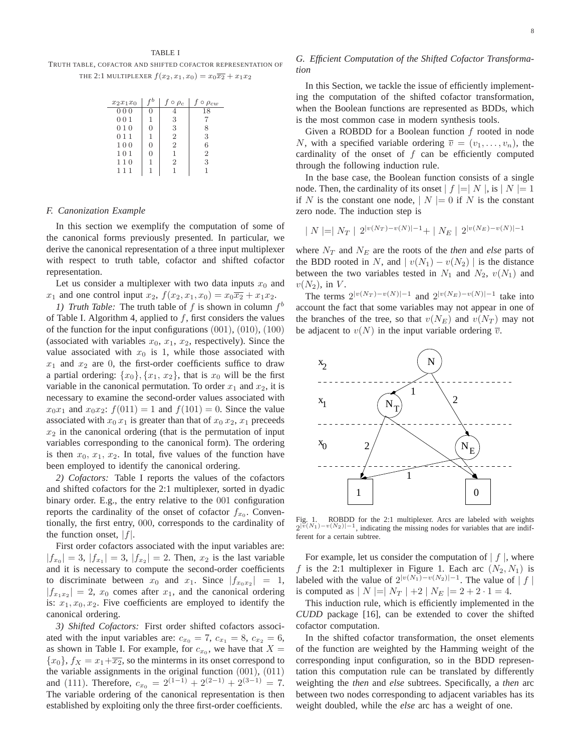TABLE I

TRUTH TABLE, COFACTOR AND SHIFTED COFACTOR REPRESENTATION OF THE 2:1 MULTIPLEXER $f(x_2, x_1, x_0) = x_0\overline{x_2} + x_1x_2$

| $x_2x_1x_0$ | $f^b$ | $f \circ \rho_c$ | $f \circ \rho_{cw}$ |
|---|---|---|---|
| 0 0 0 | 0 | 4 | 18 |
| 0 0 1 | 1 | 3 | 7 |
| 0 1 0 | 0 | 3 | 8 |
| 0 1 1 | 1 | 2 | 3 |
| 1 0 0 | 0 | 2 | 6 |
| 1 0 1 | 0 | 1 | 2 |
| 1 1 0 | 1 | 2 | 3 |
| 1 1 1 | 1 | 1 | 1 |

### F. Canonization Example

In this section we exemplify the computation of some of the canonical forms previously presented. In particular, we derive the canonical representation of a three input multiplexer with respect to truth table, cofactor and shifted cofactor representation.

Let us consider a multiplexer with two data inputs $x_0$ and $x_1$ and one control input $x_2$, $f(x_2, x_1, x_0) = x_0\overline{x_2} + x_1x_2$.

*1) Truth Table:* The truth table of $f$ is shown in column $f^b$ of Table I. Algorithm 4, applied to $f$, first considers the values of the function for the input configurations $(001)$, $(010)$, $(100)$ (associated with variables $x_0$, $x_1$, $x_2$, respectively). Since the value associated with $x_0$ is 1, while those associated with $x_1$ and $x_2$ are 0, the first-order coefficients suffice to draw a partial ordering: $\{x_0\}, \{x_1, x_2\}$, that is $x_0$ will be the first variable in the canonical permutation. To order $x_1$ and $x_2$, it is necessary to examine the second-order values associated with $x_0x_1$ and $x_0x_2$: $f(011) = 1$ and $f(101) = 0$. Since the value associated with $x_0\,x_1$ is greater than that of $x_0\,x_2$, $x_1$ preceeds $x_2$ in the canonical ordering (that is the permutation of input variables corresponding to the canonical form). The ordering is then $x_0$, $x_1$, $x_2$. In total, five values of the function have been employed to identify the canonical ordering.

*2) Cofactors:* Table I reports the values of the cofactors and shifted cofactors for the 2:1 multiplexer, sorted in dyadic binary order. E.g., the entry relative to the $001$ configuration reports the cardinality of the onset of cofactor $f_{x_0}$. Conventionally, the first entry, $000$, corresponds to the cardinality of the function onset, $|f|$.

First order cofactors associated with the input variables are: $|f_{x_0}| = 3$, $|f_{x_1}| = 3$, $|f_{x_2}| = 2$. Then, $x_2$ is the last variable and it is necessary to compute the second-order coefficients to discriminate between $x_0$ and $x_1$. Since $|f_{x_0x_2}| = 1$, $|f_{x_1x_2}| = 2$, $x_0$ comes after $x_1$, and the canonical ordering is: $x_1, x_0, x_2$. Five coefficients are employed to identify the canonical ordering.

*3) Shifted Cofactors:* First order shifted cofactors associated with the input variables are: $c_{x_0} = 7$, $c_{x_1} = 8$, $c_{x_2} = 6$, as shown in Table I. For example, for $c_{x_0}$, we have that $X = \{x_0\}$, $f_X = x_1 + \overline{x_2}$, so the minterms in its onset correspond to the variable assignments in the original function $(001)$, $(011)$ and $(111)$. Therefore, $c_{x_0} = 2^{(1-1)} + 2^{(2-1)} + 2^{(3-1)} = 7$. The variable ordering of the canonical representation is then established by exploiting only the three first-order coefficients.

### G. Efficient Computation of the Shifted Cofactor Transformation

In this Section, we tackle the issue of efficiently implementing the computation of the shifted cofactor transformation, when the Boolean functions are represented as BDDs, which is the most common case in modern synthesis tools.

Given a ROBDD for a Boolean function $f$ rooted in node $N$, with a specified variable ordering $\overline{v} = (v_1, \ldots, v_n)$, the cardinality of the onset of $f$ can be efficiently computed through the following induction rule.

In the base case, the Boolean function consists of a single node. Then, the cardinality of its onset $\mid f \mid = \mid N \mid$, is $\mid N \mid = 1$ if $N$ is the constant one node, $\mid N \mid = 0$ if $N$ is the constant zero node. The induction step is

$$\mid N \mid = \mid N_T \mid \, 2^{|v(N_T) - v(N)|-1} + \mid N_E \mid \, 2^{|v(N_E) - v(N)|-1}$$

where $N_T$ and $N_E$ are the roots of the *then* and *else* parts of the BDD rooted in $N$, and $\mid v(N_1) - v(N_2) \mid$ is the distance between the two variables tested in $N_1$ and $N_2$, $v(N_1)$ and $v(N_2)$, in $V$.

The terms $2^{|v(N_T)-v(N)|-1}$ and $2^{|v(N_E)-v(N)|-1}$ take into account the fact that some variables may not appear in one of the branches of the tree, so that $v(N_E)$ and $v(N_T)$ may not be adjacent to $v(N)$ in the input variable ordering $\overline{v}$.

Fig. 1. ROBDD for the 2:1 multiplexer. Arcs are labeled with weights $2^{|v(N_1)-v(N_2)|-1}$, indicating the missing nodes for variables that are indifferent for a certain subtree.

For example, let us consider the computation of $\mid f \mid$, where $f$ is the 2:1 multiplexer in Figure 1. Each arc $(N_2, N_1)$ is labeled with the value of $2^{|v(N_1)-v(N_2)|-1}$. The value of $\mid f \mid$ is computed as $\mid N \mid = \mid N_T \mid + 2 \mid N_E \mid = 2 + 2 \cdot 1 = 4$.

This induction rule, which is efficiently implemented in the *CUDD* package [16], can be extended to cover the shifted cofactor computation.

In the shifted cofactor transformation, the onset elements of the function are weighted by the Hamming weight of the corresponding input configuration, so in the BDD representation this computation rule can be translated by differently weighting the *then* and *else* subtrees. Specifically, a *then* arc between two nodes corresponding to adjacent variables has its weight doubled, while the *else* arc has a weight of one.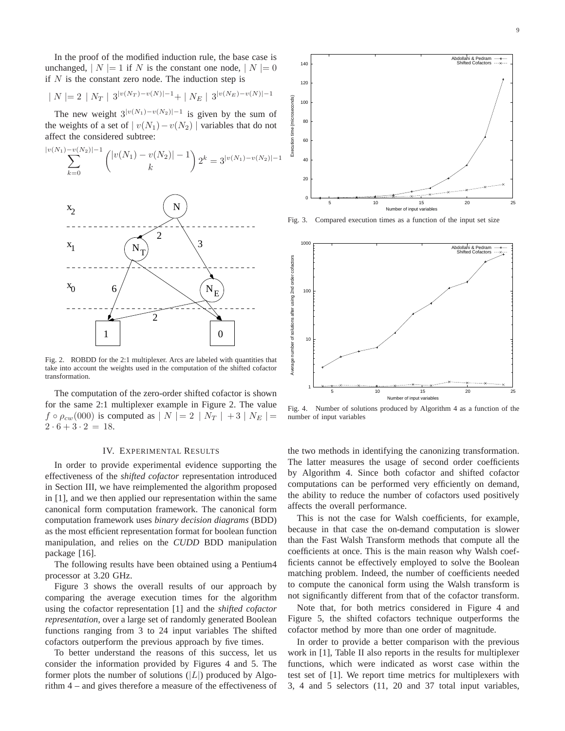In the proof of the modified induction rule, the base case is unchanged, $|N| = 1$ if $N$ is the constant one node, $|N| = 0$ if $N$ is the constant zero node. The induction step is

$$|N| = 2 \; |N_T| \; 3^{|v(N_T)-v(N)|-1} + |N_E| \; 3^{|v(N_E)-v(N)|-1}$$

The new weight $3^{|v(N_1)-v(N_2)|-1}$ is given by the sum of the weights of a set of $|v(N_1) - v(N_2)|$ variables that do not affect the considered subtree:

$$\sum_{k=0}^{|v(N_1)-v(N_2)|-1} \binom{|v(N_1)-v(N_2)|-1}{k} 2^k = 3^{|v(N_1)-v(N_2)|-1}$$

Fig. 2. ROBDD for the 2:1 multiplexer. Arcs are labeled with quantities that take into account the weights used in the computation of the shifted cofactor transformation.

The computation of the zero-order shifted cofactor is shown for the same 2:1 multiplexer example in Figure 2. The value $f \circ \rho_{cw}(000)$ is computed as $|N| = 2 \; |N_T| + 3 \; |N_E| = 2 \cdot 6 + 3 \cdot 2 = 18$.

## IV. Experimental Results

In order to provide experimental evidence supporting the effectiveness of the *shifted cofactor* representation introduced in Section III, we have reimplemented the algorithm proposed in [1], and we then applied our representation within the same canonical form computation framework. The canonical form computation framework uses *binary decision diagrams* (BDD) as the most efficient representation format for boolean function manipulation, and relies on the *CUDD* BDD manipulation package [16].

The following results have been obtained using a Pentium4 processor at 3.20 GHz.

Figure 3 shows the overall results of our approach by comparing the average execution times for the algorithm using the cofactor representation [1] and the *shifted cofactor representation*, over a large set of randomly generated Boolean functions ranging from 3 to 24 input variables The shifted cofactors outperform the previous approach by five times.

To better understand the reasons of this success, let us consider the information provided by Figures 4 and 5. The former plots the number of solutions ($|L|$) produced by Algorithm 4 – and gives therefore a measure of the effectiveness of

Fig. 3. Compared execution times as a function of the input set size

Fig. 4. Number of solutions produced by Algorithm 4 as a function of the number of input variables

the two methods in identifying the canonizing transformation. The latter measures the usage of second order coefficients by Algorithm 4. Since both cofactor and shifted cofactor computations can be performed very efficiently on demand, the ability to reduce the number of cofactors used positively affects the overall performance.

This is not the case for Walsh coefficients, for example, because in that case the on-demand computation is slower than the Fast Walsh Transform methods that compute all the coefficients at once. This is the main reason why Walsh coefficients cannot be effectively employed to solve the Boolean matching problem. Indeed, the number of coefficients needed to compute the canonical form using the Walsh transform is not significantly different from that of the cofactor transform.

Note that, for both metrics considered in Figure 4 and Figure 5, the shifted cofactors technique outperforms the cofactor method by more than one order of magnitude.

In order to provide a better comparison with the previous work in [1], Table II also reports in the results for multiplexer functions, which were indicated as worst case within the test set of [1]. We report time metrics for multiplexers with 3, 4 and 5 selectors (11, 20 and 37 total input variables,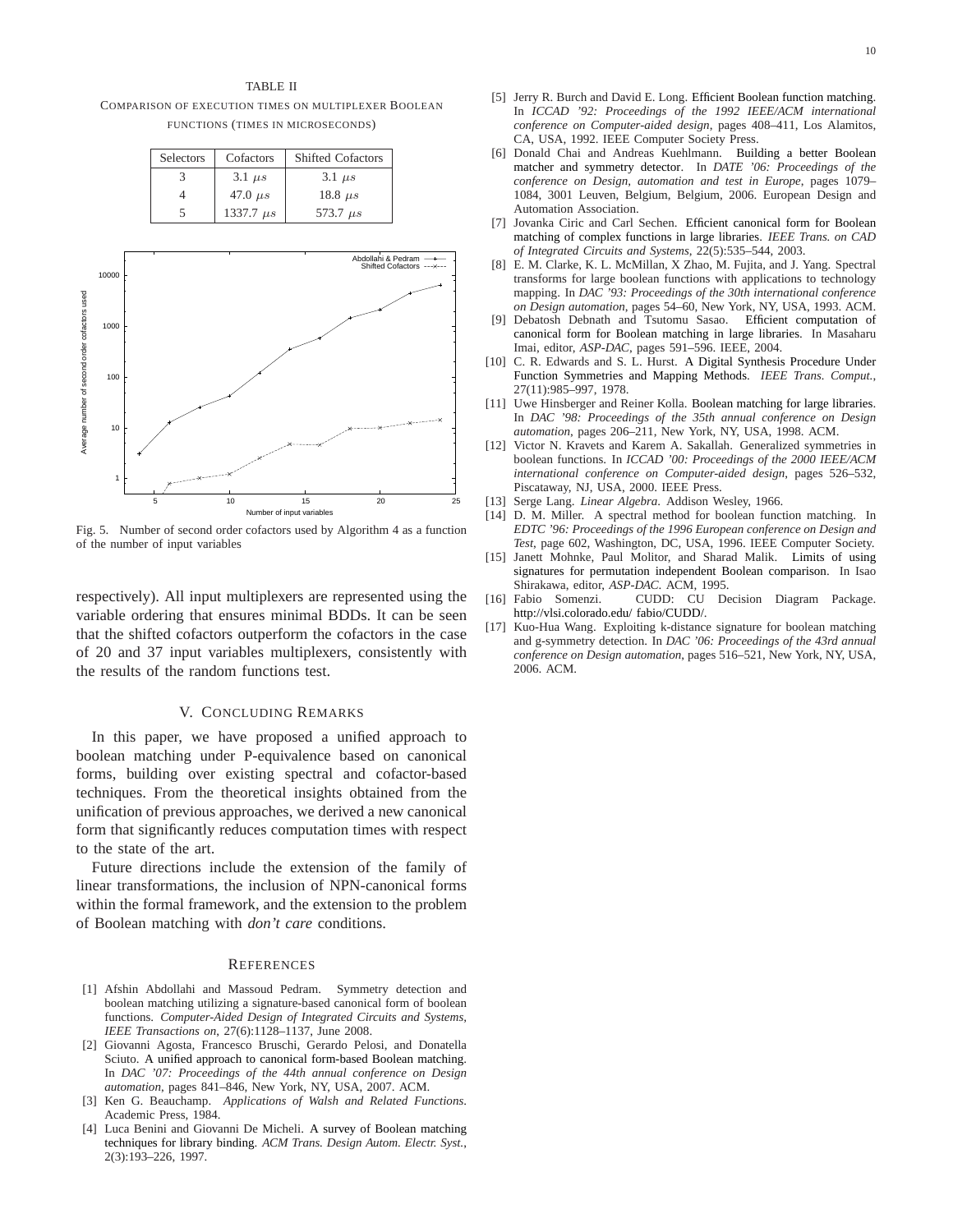TABLE II

COMPARISON OF EXECUTION TIMES ON MULTIPLEXER BOOLEAN FUNCTIONS (TIMES IN MICROSECONDS)

| Selectors | Cofactors | Shifted Cofactors |
|---|---|---|
| 3 | 3.1 $\mu s$ | 3.1 $\mu s$ |
| 4 | 47.0 $\mu s$ | 18.8 $\mu s$ |
| 5 | 1337.7 $\mu s$ | 573.7 $\mu s$ |

Abdollahi & Pedram
Shifted Cofactors
Average number of second order cofactors used
10000
1000
100
10
1
5
10
15
20
25
Number of input variables

Fig. 5. Number of second order cofactors used by Algorithm 4 as a function of the number of input variables

respectively). All input multiplexers are represented using the variable ordering that ensures minimal BDDs. It can be seen that the shifted cofactors outperform the cofactors in the case of 20 and 37 input variables multiplexers, consistently with the results of the random functions test.

## V. CONCLUDING REMARKS

In this paper, we have proposed a unified approach to boolean matching under P-equivalence based on canonical forms, building over existing spectral and cofactor-based techniques. From the theoretical insights obtained from the unification of previous approaches, we derived a new canonical form that significantly reduces computation times with respect to the state of the art.

Future directions include the extension of the family of linear transformations, the inclusion of NPN-canonical forms within the formal framework, and the extension to the problem of Boolean matching with *don't care* conditions.

## REFERENCES

[1] Afshin Abdollahi and Massoud Pedram. Symmetry detection and boolean matching utilizing a signature-based canonical form of boolean functions. *Computer-Aided Design of Integrated Circuits and Systems, IEEE Transactions on*, 27(6):1128–1137, June 2008.

[2] Giovanni Agosta, Francesco Bruschi, Gerardo Pelosi, and Donatella Sciuto. A unified approach to canonical form-based Boolean matching. In *DAC '07: Proceedings of the 44th annual conference on Design automation*, pages 841–846, New York, NY, USA, 2007. ACM.

[3] Ken G. Beauchamp. *Applications of Walsh and Related Functions*. Academic Press, 1984.

[4] Luca Benini and Giovanni De Micheli. A survey of Boolean matching techniques for library binding. *ACM Trans. Design Autom. Electr. Syst.*, 2(3):193–226, 1997.

[5] Jerry R. Burch and David E. Long. Efficient Boolean function matching. In *ICCAD '92: Proceedings of the 1992 IEEE/ACM international conference on Computer-aided design*, pages 408–411, Los Alamitos, CA, USA, 1992. IEEE Computer Society Press.

[6] Donald Chai and Andreas Kuehlmann. Building a better Boolean matcher and symmetry detector. In *DATE '06: Proceedings of the conference on Design, automation and test in Europe*, pages 1079–1084, 3001 Leuven, Belgium, Belgium, 2006. European Design and Automation Association.

[7] Jovanka Ciric and Carl Sechen. Efficient canonical form for Boolean matching of complex functions in large libraries. *IEEE Trans. on CAD of Integrated Circuits and Systems*, 22(5):535–544, 2003.

[8] E. M. Clarke, K. L. McMillan, X Zhao, M. Fujita, and J. Yang. Spectral transforms for large boolean functions with applications to technology mapping. In *DAC '93: Proceedings of the 30th international conference on Design automation*, pages 54–60, New York, NY, USA, 1993. ACM.

[9] Debatosh Debnath and Tsutomu Sasao. Efficient computation of canonical form for Boolean matching in large libraries. In Masaharu Imai, editor, *ASP-DAC*, pages 591–596. IEEE, 2004.

[10] C. R. Edwards and S. L. Hurst. A Digital Synthesis Procedure Under Function Symmetries and Mapping Methods. *IEEE Trans. Comput.*, 27(11):985–997, 1978.

[11] Uwe Hinsberger and Reiner Kolla. Boolean matching for large libraries. In *DAC '98: Proceedings of the 35th annual conference on Design automation*, pages 206–211, New York, NY, USA, 1998. ACM.

[12] Victor N. Kravets and Karem A. Sakallah. Generalized symmetries in boolean functions. In *ICCAD '00: Proceedings of the 2000 IEEE/ACM international conference on Computer-aided design*, pages 526–532, Piscataway, NJ, USA, 2000. IEEE Press.

[13] Serge Lang. *Linear Algebra*. Addison Wesley, 1966.

[14] D. M. Miller. A spectral method for boolean function matching. In *EDTC '96: Proceedings of the 1996 European conference on Design and Test*, page 602, Washington, DC, USA, 1996. IEEE Computer Society.

[15] Janett Mohnke, Paul Molitor, and Sharad Malik. Limits of using signatures for permutation independent Boolean comparison. In Isao Shirakawa, editor, *ASP-DAC*. ACM, 1995.

[16] Fabio Somenzi. CUDD: CU Decision Diagram Package. http://vlsi.colorado.edu/ fabio/CUDD/.

[17] Kuo-Hua Wang. Exploiting k-distance signature for boolean matching and g-symmetry detection. In *DAC '06: Proceedings of the 43rd annual conference on Design automation*, pages 516–521, New York, NY, USA, 2006. ACM.